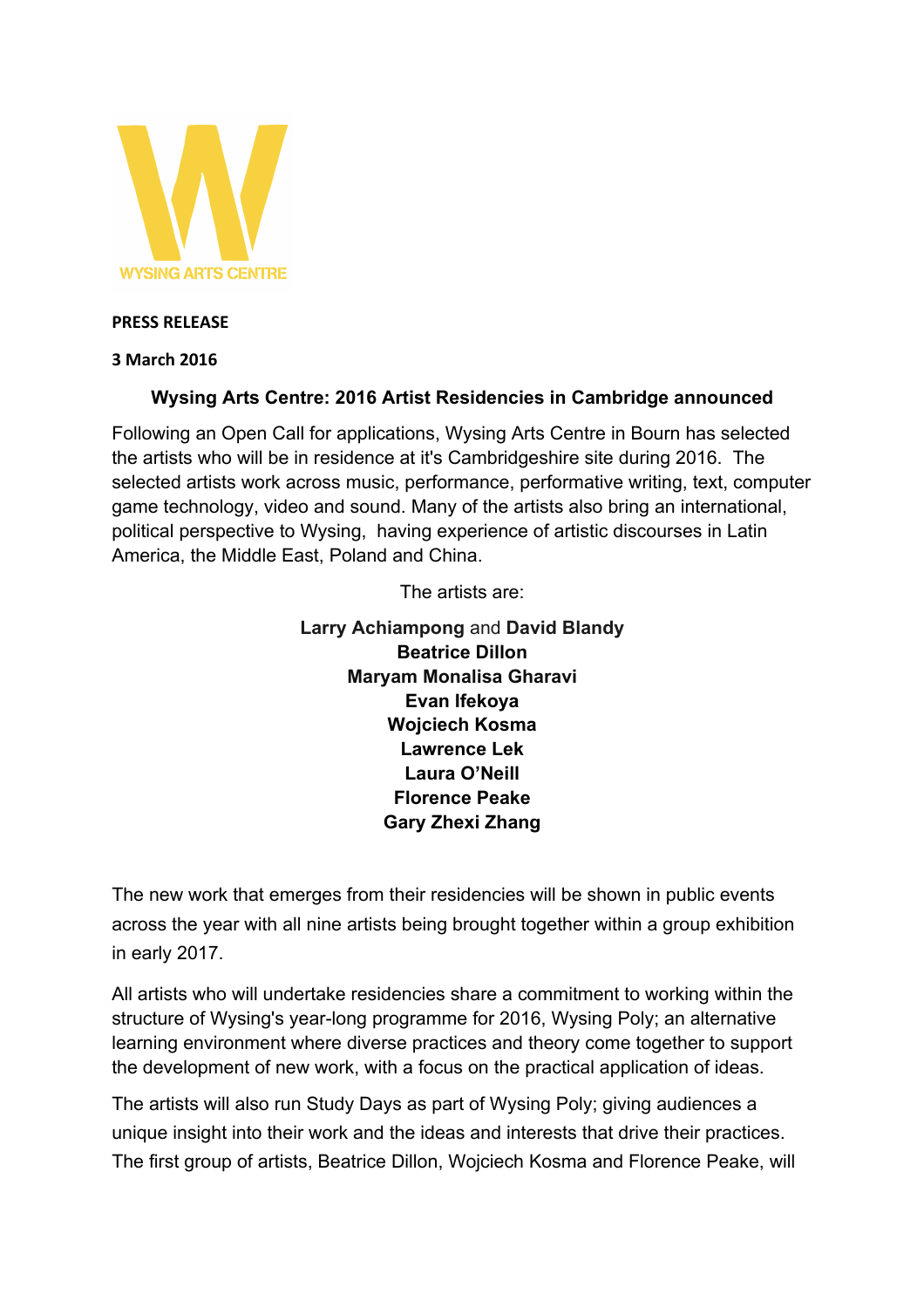WYSING ARTS CENTRE

**PRESS RELEASE**

**3 March 2016**

## Wysing Arts Centre: 2016 Artist Residencies in Cambridge announced

Following an Open Call for applications, Wysing Arts Centre in Bourn has selected the artists who will be in residence at it's Cambridgeshire site during 2016. The selected artists work across music, performance, performative writing, text, computer game technology, video and sound. Many of the artists also bring an international, political perspective to Wysing, having experience of artistic discourses in Latin America, the Middle East, Poland and China.

The artists are:

**Larry Achiampong** and **David Blandy**
**Beatrice Dillon**
**Maryam Monalisa Gharavi**
**Evan Ifekoya**
**Wojciech Kosma**
**Lawrence Lek**
**Laura O'Neill**
**Florence Peake**
**Gary Zhexi Zhang**

The new work that emerges from their residencies will be shown in public events across the year with all nine artists being brought together within a group exhibition in early 2017.

All artists who will undertake residencies share a commitment to working within the structure of Wysing's year-long programme for 2016, Wysing Poly; an alternative learning environment where diverse practices and theory come together to support the development of new work, with a focus on the practical application of ideas.

The artists will also run Study Days as part of Wysing Poly; giving audiences a unique insight into their work and the ideas and interests that drive their practices. The first group of artists, Beatrice Dillon, Wojciech Kosma and Florence Peake, will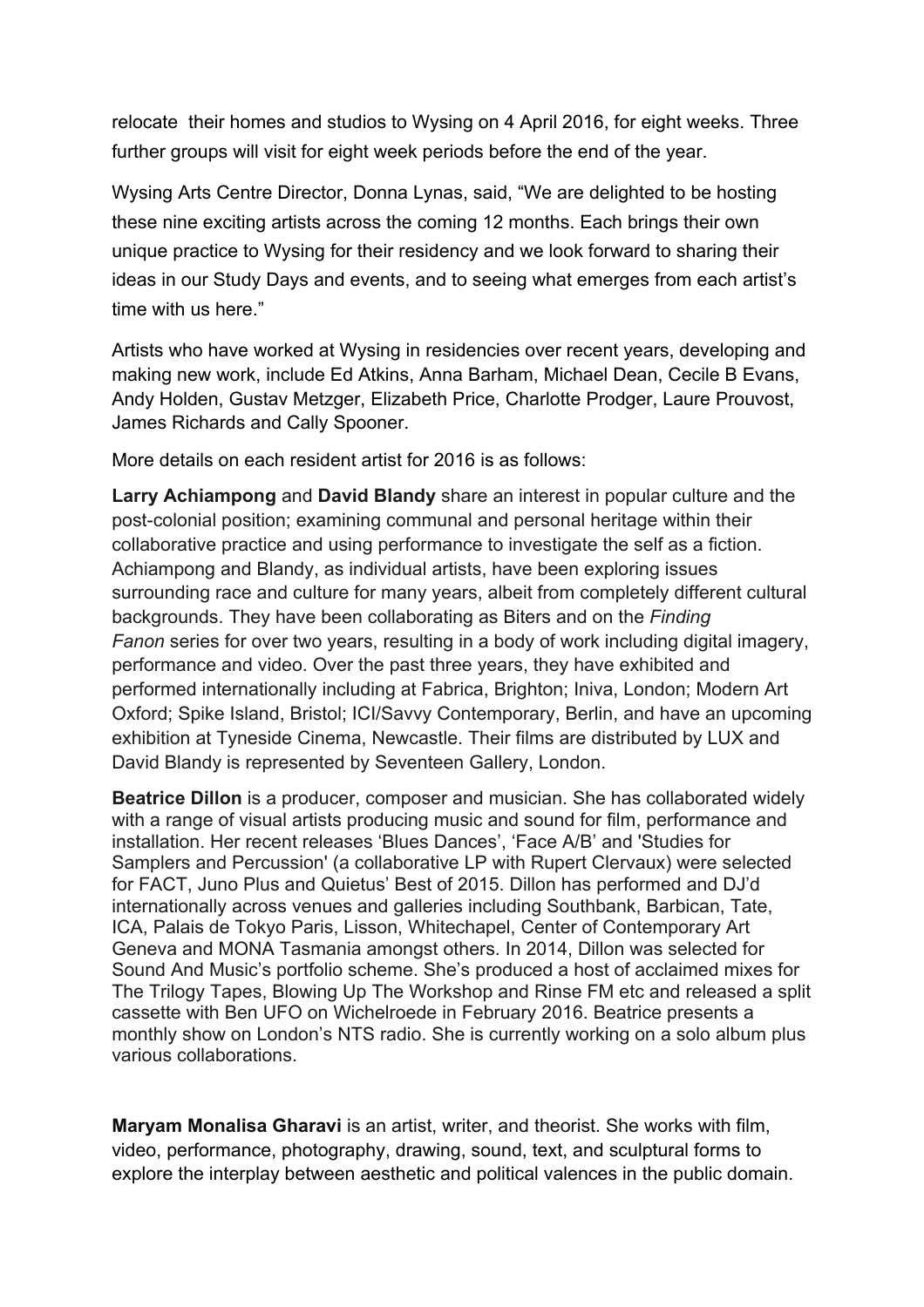relocate their homes and studios to Wysing on 4 April 2016, for eight weeks. Three further groups will visit for eight week periods before the end of the year.

Wysing Arts Centre Director, Donna Lynas, said, "We are delighted to be hosting these nine exciting artists across the coming 12 months. Each brings their own unique practice to Wysing for their residency and we look forward to sharing their ideas in our Study Days and events, and to seeing what emerges from each artist's time with us here."

Artists who have worked at Wysing in residencies over recent years, developing and making new work, include Ed Atkins, Anna Barham, Michael Dean, Cecile B Evans, Andy Holden, Gustav Metzger, Elizabeth Price, Charlotte Prodger, Laure Prouvost, James Richards and Cally Spooner.

More details on each resident artist for 2016 is as follows:

**Larry Achiampong** and **David Blandy** share an interest in popular culture and the post-colonial position; examining communal and personal heritage within their collaborative practice and using performance to investigate the self as a fiction. Achiampong and Blandy, as individual artists, have been exploring issues surrounding race and culture for many years, albeit from completely different cultural backgrounds. They have been collaborating as Biters and on the *Finding Fanon* series for over two years, resulting in a body of work including digital imagery, performance and video. Over the past three years, they have exhibited and performed internationally including at Fabrica, Brighton; Iniva, London; Modern Art Oxford; Spike Island, Bristol; ICI/Savvy Contemporary, Berlin, and have an upcoming exhibition at Tyneside Cinema, Newcastle. Their films are distributed by LUX and David Blandy is represented by Seventeen Gallery, London.

**Beatrice Dillon** is a producer, composer and musician. She has collaborated widely with a range of visual artists producing music and sound for film, performance and installation. Her recent releases 'Blues Dances', 'Face A/B' and 'Studies for Samplers and Percussion' (a collaborative LP with Rupert Clervaux) were selected for FACT, Juno Plus and Quietus' Best of 2015. Dillon has performed and DJ'd internationally across venues and galleries including Southbank, Barbican, Tate, ICA, Palais de Tokyo Paris, Lisson, Whitechapel, Center of Contemporary Art Geneva and MONA Tasmania amongst others. In 2014, Dillon was selected for Sound And Music's portfolio scheme. She's produced a host of acclaimed mixes for The Trilogy Tapes, Blowing Up The Workshop and Rinse FM etc and released a split cassette with Ben UFO on Wichelroede in February 2016. Beatrice presents a monthly show on London's NTS radio. She is currently working on a solo album plus various collaborations.

**Maryam Monalisa Gharavi** is an artist, writer, and theorist. She works with film, video, performance, photography, drawing, sound, text, and sculptural forms to explore the interplay between aesthetic and political valences in the public domain.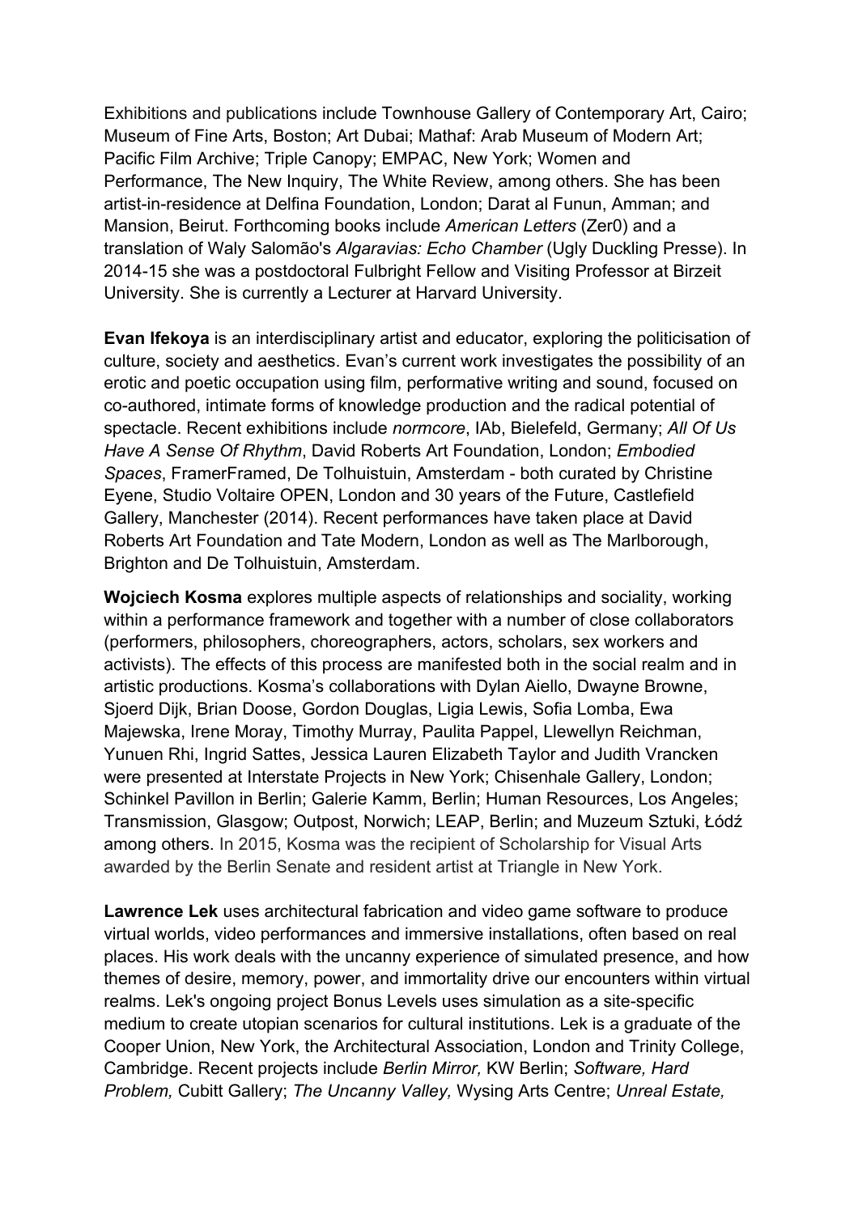Exhibitions and publications include Townhouse Gallery of Contemporary Art, Cairo; Museum of Fine Arts, Boston; Art Dubai; Mathaf: Arab Museum of Modern Art; Pacific Film Archive; Triple Canopy; EMPAC, New York; Women and Performance, The New Inquiry, The White Review, among others. She has been artist-in-residence at Delfina Foundation, London; Darat al Funun, Amman; and Mansion, Beirut. Forthcoming books include *American Letters* (Zer0) and a translation of Waly Salomão's *Algaravias: Echo Chamber* (Ugly Duckling Presse). In 2014-15 she was a postdoctoral Fulbright Fellow and Visiting Professor at Birzeit University. She is currently a Lecturer at Harvard University.

**Evan Ifekoya** is an interdisciplinary artist and educator, exploring the politicisation of culture, society and aesthetics. Evan's current work investigates the possibility of an erotic and poetic occupation using film, performative writing and sound, focused on co-authored, intimate forms of knowledge production and the radical potential of spectacle. Recent exhibitions include *normcore*, IAb, Bielefeld, Germany; *All Of Us Have A Sense Of Rhythm*, David Roberts Art Foundation, London; *Embodied Spaces*, FramerFramed, De Tolhuistuin, Amsterdam - both curated by Christine Eyene, Studio Voltaire OPEN, London and 30 years of the Future, Castlefield Gallery, Manchester (2014). Recent performances have taken place at David Roberts Art Foundation and Tate Modern, London as well as The Marlborough, Brighton and De Tolhuistuin, Amsterdam.

**Wojciech Kosma** explores multiple aspects of relationships and sociality, working within a performance framework and together with a number of close collaborators (performers, philosophers, choreographers, actors, scholars, sex workers and activists). The effects of this process are manifested both in the social realm and in artistic productions. Kosma's collaborations with Dylan Aiello, Dwayne Browne, Sjoerd Dijk, Brian Doose, Gordon Douglas, Ligia Lewis, Sofia Lomba, Ewa Majewska, Irene Moray, Timothy Murray, Paulita Pappel, Llewellyn Reichman, Yunuen Rhi, Ingrid Sattes, Jessica Lauren Elizabeth Taylor and Judith Vrancken were presented at Interstate Projects in New York; Chisenhale Gallery, London; Schinkel Pavillon in Berlin; Galerie Kamm, Berlin; Human Resources, Los Angeles; Transmission, Glasgow; Outpost, Norwich; LEAP, Berlin; and Muzeum Sztuki, Łódź among others. In 2015, Kosma was the recipient of Scholarship for Visual Arts awarded by the Berlin Senate and resident artist at Triangle in New York.

**Lawrence Lek** uses architectural fabrication and video game software to produce virtual worlds, video performances and immersive installations, often based on real places. His work deals with the uncanny experience of simulated presence, and how themes of desire, memory, power, and immortality drive our encounters within virtual realms. Lek's ongoing project Bonus Levels uses simulation as a site-specific medium to create utopian scenarios for cultural institutions. Lek is a graduate of the Cooper Union, New York, the Architectural Association, London and Trinity College, Cambridge. Recent projects include *Berlin Mirror,* KW Berlin; *Software, Hard Problem,* Cubitt Gallery; *The Uncanny Valley,* Wysing Arts Centre; *Unreal Estate,*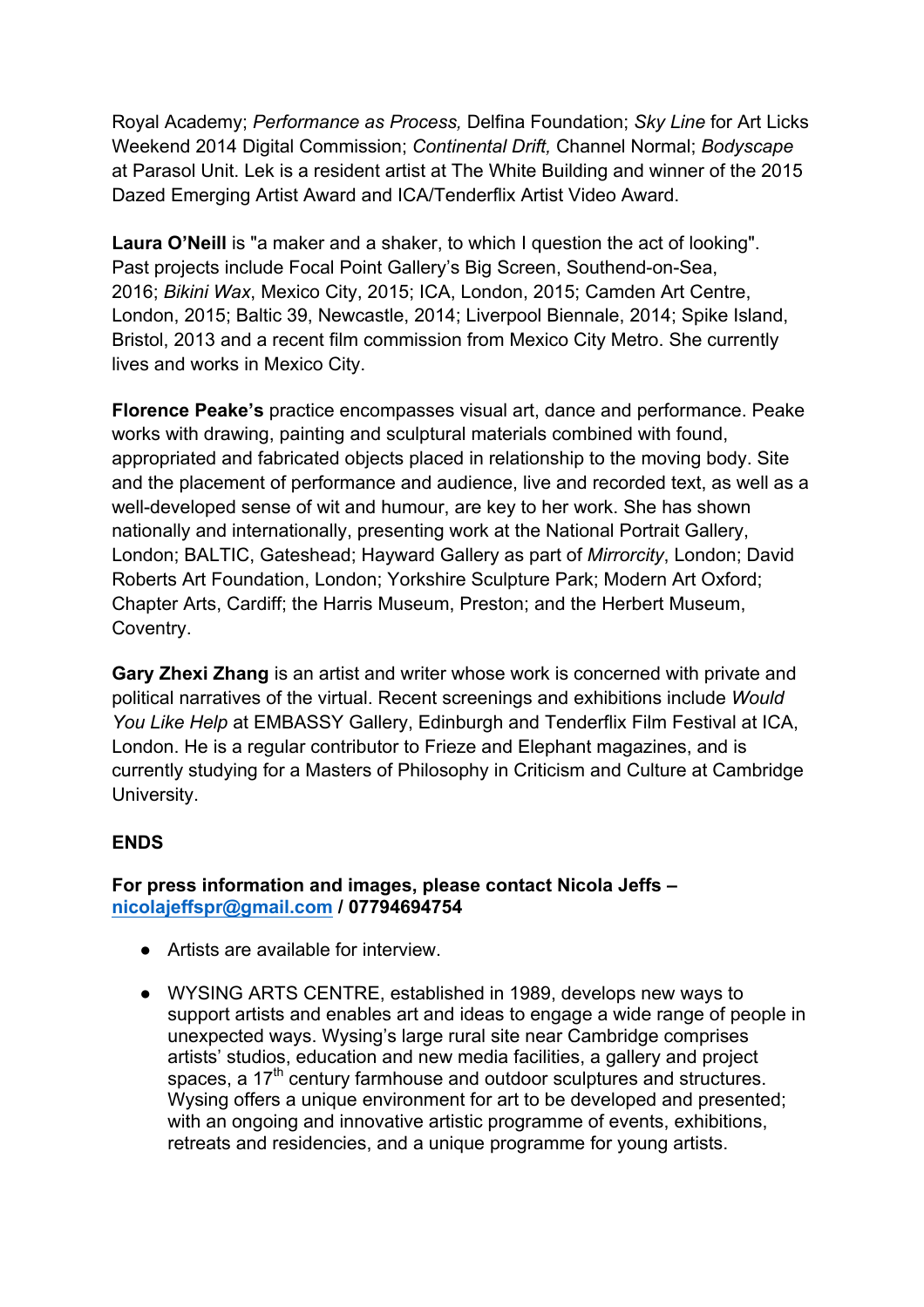Royal Academy; *Performance as Process,* Delfina Foundation; *Sky Line* for Art Licks Weekend 2014 Digital Commission; *Continental Drift,* Channel Normal; *Bodyscape* at Parasol Unit. Lek is a resident artist at The White Building and winner of the 2015 Dazed Emerging Artist Award and ICA/Tenderflix Artist Video Award.

**Laura O'Neill** is "a maker and a shaker, to which I question the act of looking". Past projects include Focal Point Gallery's Big Screen, Southend-on-Sea, 2016; *Bikini Wax*, Mexico City, 2015; ICA, London, 2015; Camden Art Centre, London, 2015; Baltic 39, Newcastle, 2014; Liverpool Biennale, 2014; Spike Island, Bristol, 2013 and a recent film commission from Mexico City Metro. She currently lives and works in Mexico City.

**Florence Peake's** practice encompasses visual art, dance and performance. Peake works with drawing, painting and sculptural materials combined with found, appropriated and fabricated objects placed in relationship to the moving body. Site and the placement of performance and audience, live and recorded text, as well as a well-developed sense of wit and humour, are key to her work. She has shown nationally and internationally, presenting work at the National Portrait Gallery, London; BALTIC, Gateshead; Hayward Gallery as part of *Mirrorcity*, London; David Roberts Art Foundation, London; Yorkshire Sculpture Park; Modern Art Oxford; Chapter Arts, Cardiff; the Harris Museum, Preston; and the Herbert Museum, Coventry.

**Gary Zhexi Zhang** is an artist and writer whose work is concerned with private and political narratives of the virtual. Recent screenings and exhibitions include *Would You Like Help* at EMBASSY Gallery, Edinburgh and Tenderflix Film Festival at ICA, London. He is a regular contributor to Frieze and Elephant magazines, and is currently studying for a Masters of Philosophy in Criticism and Culture at Cambridge University.

**ENDS**

**For press information and images, please contact Nicola Jeffs – [nicolajeffspr@gmail.com](mailto:nicolajeffspr@gmail.com) / 07794694754**

- Artists are available for interview.
- WYSING ARTS CENTRE, established in 1989, develops new ways to support artists and enables art and ideas to engage a wide range of people in unexpected ways. Wysing's large rural site near Cambridge comprises artists' studios, education and new media facilities, a gallery and project spaces, a 17th century farmhouse and outdoor sculptures and structures. Wysing offers a unique environment for art to be developed and presented; with an ongoing and innovative artistic programme of events, exhibitions, retreats and residencies, and a unique programme for young artists.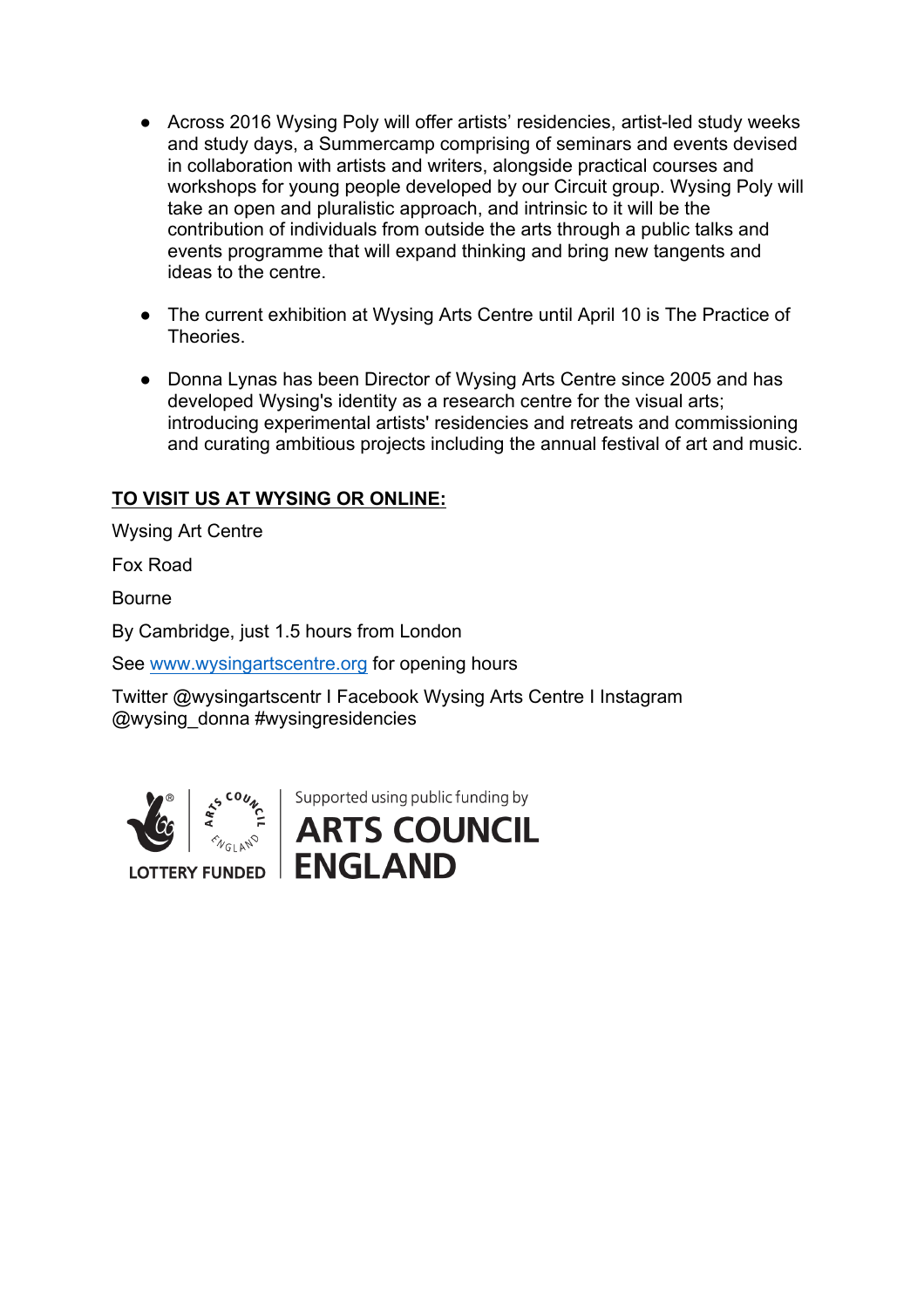- Across 2016 Wysing Poly will offer artists' residencies, artist-led study weeks and study days, a Summercamp comprising of seminars and events devised in collaboration with artists and writers, alongside practical courses and workshops for young people developed by our Circuit group. Wysing Poly will take an open and pluralistic approach, and intrinsic to it will be the contribution of individuals from outside the arts through a public talks and events programme that will expand thinking and bring new tangents and ideas to the centre.

- The current exhibition at Wysing Arts Centre until April 10 is The Practice of Theories.

- Donna Lynas has been Director of Wysing Arts Centre since 2005 and has developed Wysing's identity as a research centre for the visual arts; introducing experimental artists' residencies and retreats and commissioning and curating ambitious projects including the annual festival of art and music.

**TO VISIT US AT WYSING OR ONLINE:**

Wysing Art Centre

Fox Road

Bourne

By Cambridge, just 1.5 hours from London

See [www.wysingartscentre.org](http://www.wysingartscentre.org) for opening hours

Twitter @wysingartscentr I Facebook Wysing Arts Centre I Instagram @wysing_donna #wysingresidencies

LOTTERY FUNDED

Supported using public funding by ARTS COUNCIL ENGLAND